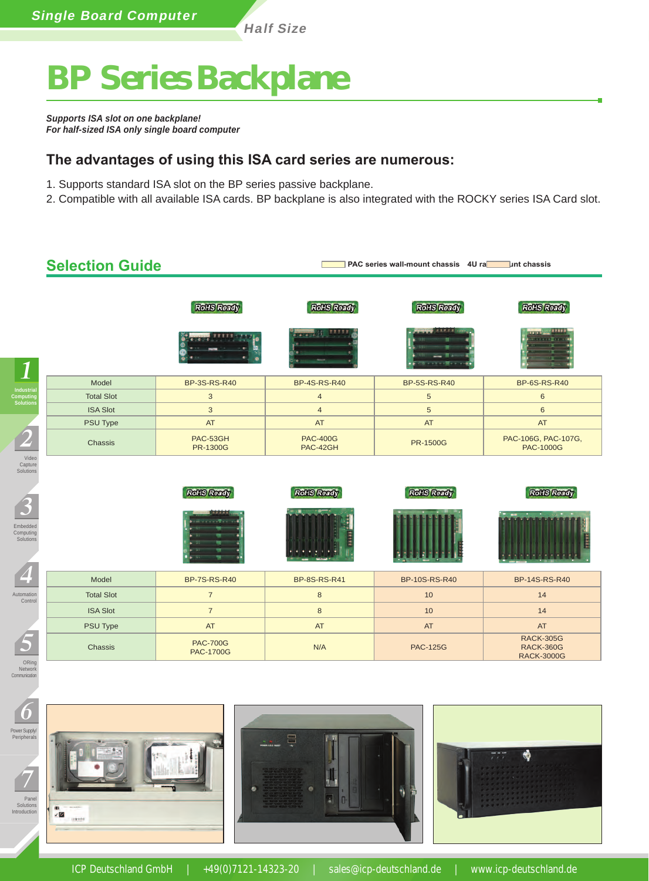# BP Series Backplane

***Supports ISA slot on one backplane!***
***For half-sized ISA only single board computer***

## The advantages of using this ISA card series are numerous:

1. Supports standard ISA slot on the BP series passive backplane.
2. Compatible with all available ISA cards. BP backplane is also integrated with the ROCKY series ISA Card slot.

## Selection Guide

PAC series wall-mount chassis 4U rackmount chassis

| Model | BP-3S-RS-R40 | BP-4S-RS-R40 | BP-5S-RS-R40 | BP-6S-RS-R40 |
|---|---|---|---|---|
| Total Slot | 3 | 4 | 5 | 6 |
| ISA Slot | 3 | 4 | 5 | 6 |
| PSU Type | AT | AT | AT | AT |
| Chassis | PAC-53GH PR-1300G | PAC-400G PAC-42GH | PR-1500G | PAC-106G, PAC-107G, PAC-1000G |

| Model | BP-7S-RS-R40 | BP-8S-RS-R41 | BP-10S-RS-R40 | BP-14S-RS-R40 |
|---|---|---|---|---|
| Total Slot | 7 | 8 | 10 | 14 |
| ISA Slot | 7 | 8 | 10 | 14 |
| PSU Type | AT | AT | AT | AT |
| Chassis | PAC-700G PAC-1700G | N/A | PAC-125G | RACK-305G RACK-360G RACK-3000G |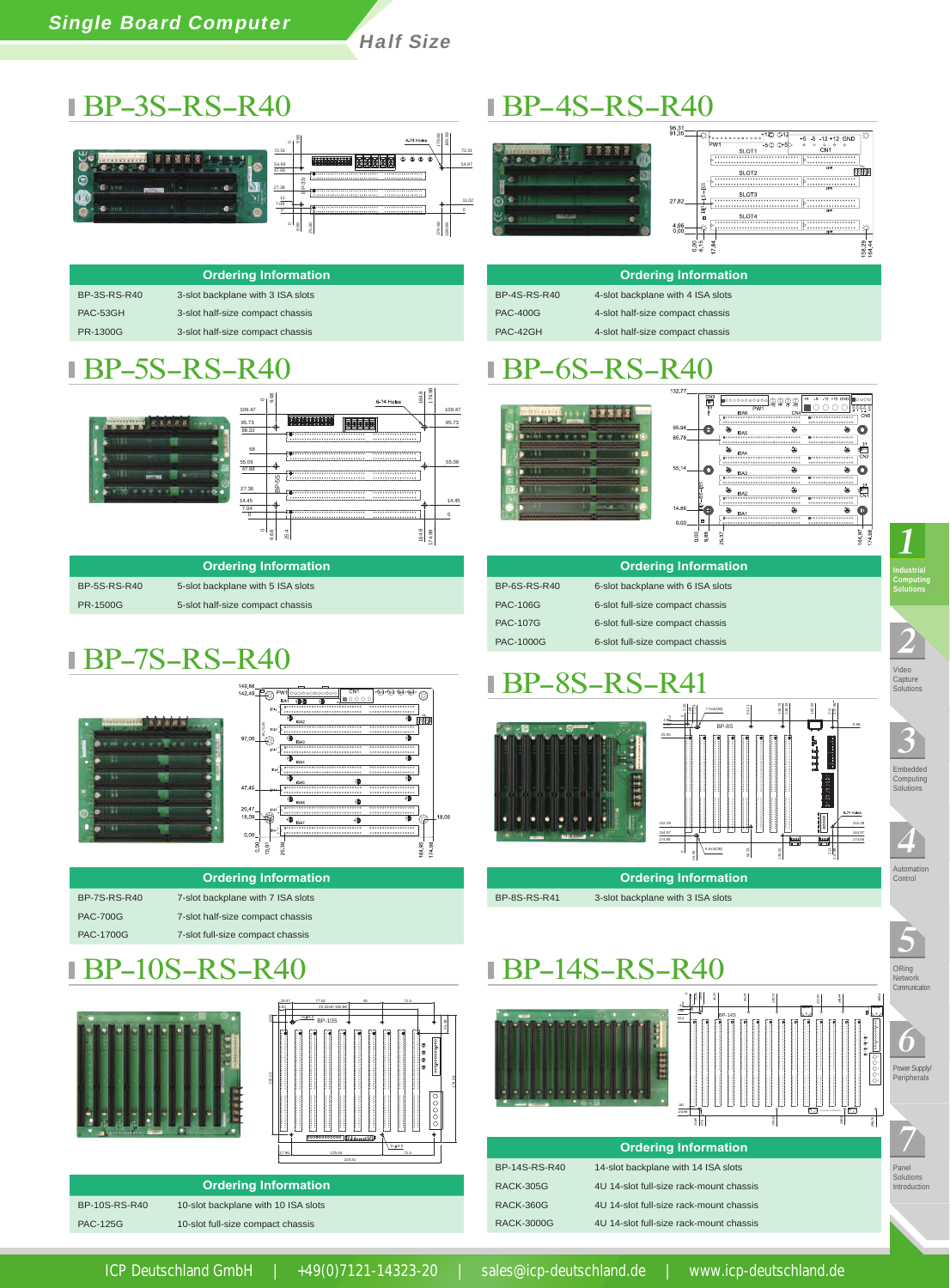## BP-3S-RS-R40

| Ordering Information | |
|---|---|
| BP-3S-RS-R40 | 3-slot backplane with 3 ISA slots |
| PAC-53GH | 3-slot half-size compact chassis |
| PR-1300G | 3-slot half-size compact chassis |

## BP-4S-RS-R40

| Ordering Information | |
|---|---|
| BP-4S-RS-R40 | 4-slot backplane with 4 ISA slots |
| PAC-400G | 4-slot half-size compact chassis |
| PAC-42GH | 4-slot half-size compact chassis |

## BP-5S-RS-R40

| Ordering Information | |
|---|---|
| BP-5S-RS-R40 | 5-slot backplane with 5 ISA slots |
| PR-1500G | 5-slot half-size compact chassis |

## BP-6S-RS-R40

| Ordering Information | |
|---|---|
| BP-6S-RS-R40 | 6-slot backplane with 6 ISA slots |
| PAC-106G | 6-slot full-size compact chassis |
| PAC-107G | 6-slot full-size compact chassis |
| PAC-1000G | 6-slot full-size compact chassis |

## BP-7S-RS-R40

| Ordering Information | |
|---|---|
| BP-7S-RS-R40 | 7-slot backplane with 7 ISA slots |
| PAC-700G | 7-slot half-size compact chassis |
| PAC-1700G | 7-slot full-size compact chassis |

## BP-8S-RS-R41

| Ordering Information | |
|---|---|
| BP-8S-RS-R41 | 3-slot backplane with 3 ISA slots |

## BP-10S-RS-R40

| Ordering Information | |
|---|---|
| BP-10S-RS-R40 | 10-slot backplane with 10 ISA slots |
| PAC-125G | 10-slot full-size compact chassis |

## BP-14S-RS-R40

| Ordering Information | |
|---|---|
| BP-14S-RS-R40 | 14-slot backplane with 14 ISA slots |
| RACK-305G | 4U 14-slot full-size rack-mount chassis |
| RACK-360G | 4U 14-slot full-size rack-mount chassis |
| RACK-3000G | 4U 14-slot full-size rack-mount chassis |